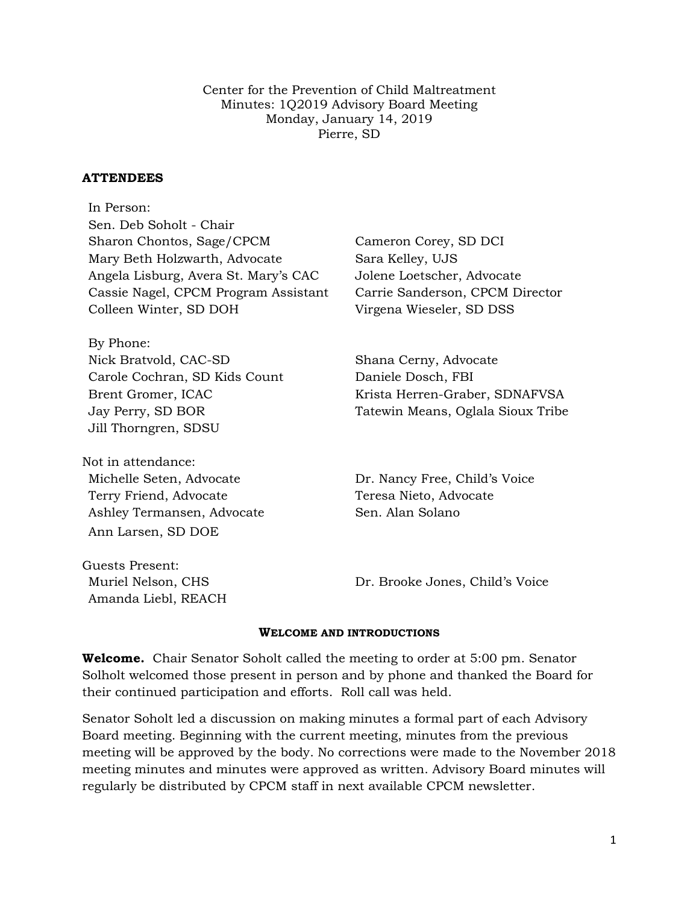Center for the Prevention of Child Maltreatment
Minutes: 1Q2019 Advisory Board Meeting
Monday, January 14, 2019
Pierre, SD

**ATTENDEES**

In Person:
Sen. Deb Soholt - Chair
Sharon Chontos, Sage/CPCM
Cameron Corey, SD DCI
Mary Beth Holzwarth, Advocate
Sara Kelley, UJS
Angela Lisburg, Avera St. Mary's CAC
Jolene Loetscher, Advocate
Cassie Nagel, CPCM Program Assistant
Carrie Sanderson, CPCM Director
Colleen Winter, SD DOH
Virgena Wieseler, SD DSS

By Phone:
Nick Bratvold, CAC-SD
Shana Cerny, Advocate
Carole Cochran, SD Kids Count
Daniele Dosch, FBI
Brent Gromer, ICAC
Krista Herren-Graber, SDNAFVSA
Jay Perry, SD BOR
Tatewin Means, Oglala Sioux Tribe
Jill Thorngren, SDSU

Not in attendance:
Michelle Seten, Advocate
Dr. Nancy Free, Child's Voice
Terry Friend, Advocate
Teresa Nieto, Advocate
Ashley Termansen, Advocate
Sen. Alan Solano
Ann Larsen, SD DOE

Guests Present:
Muriel Nelson, CHS
Dr. Brooke Jones, Child's Voice
Amanda Liebl, REACH

## WELCOME AND INTRODUCTIONS

**Welcome.** Chair Senator Soholt called the meeting to order at 5:00 pm. Senator Solholt welcomed those present in person and by phone and thanked the Board for their continued participation and efforts. Roll call was held.

Senator Soholt led a discussion on making minutes a formal part of each Advisory Board meeting. Beginning with the current meeting, minutes from the previous meeting will be approved by the body. No corrections were made to the November 2018 meeting minutes and minutes were approved as written. Advisory Board minutes will regularly be distributed by CPCM staff in next available CPCM newsletter.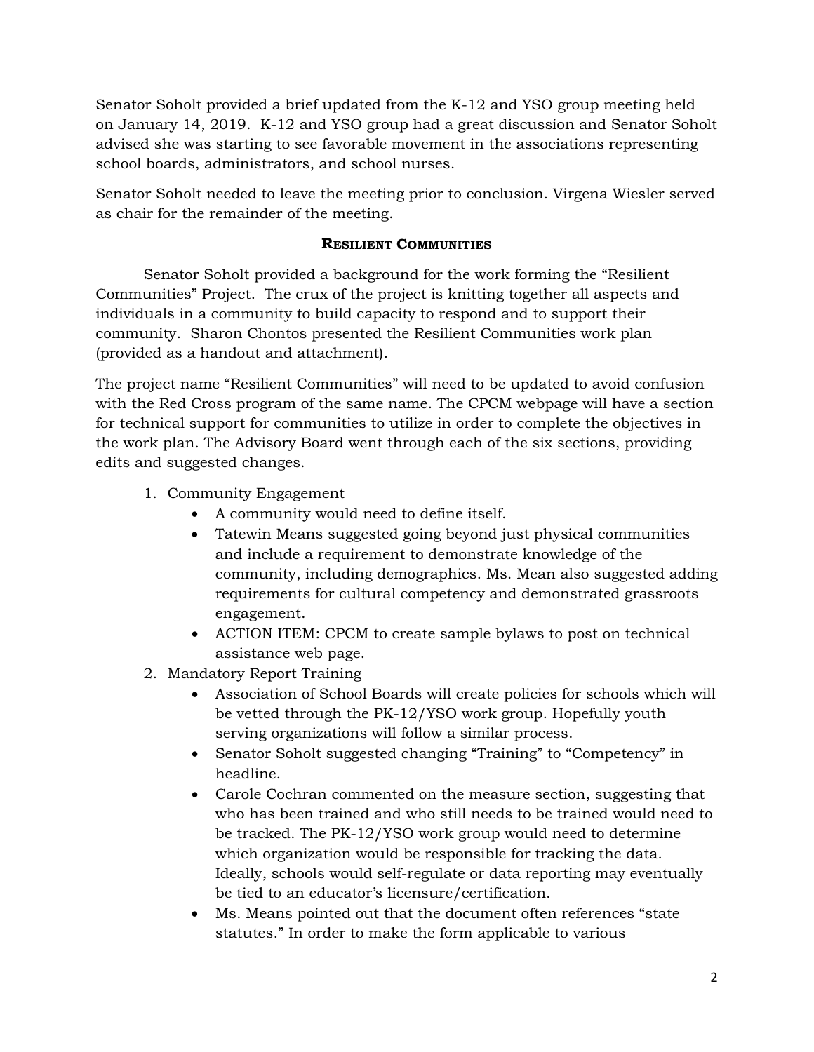Senator Soholt provided a brief updated from the K-12 and YSO group meeting held on January 14, 2019. K-12 and YSO group had a great discussion and Senator Soholt advised she was starting to see favorable movement in the associations representing school boards, administrators, and school nurses.

Senator Soholt needed to leave the meeting prior to conclusion. Virgena Wiesler served as chair for the remainder of the meeting.

## **RESILIENT COMMUNITIES**

Senator Soholt provided a background for the work forming the "Resilient Communities" Project. The crux of the project is knitting together all aspects and individuals in a community to build capacity to respond and to support their community. Sharon Chontos presented the Resilient Communities work plan (provided as a handout and attachment).

The project name "Resilient Communities" will need to be updated to avoid confusion with the Red Cross program of the same name. The CPCM webpage will have a section for technical support for communities to utilize in order to complete the objectives in the work plan. The Advisory Board went through each of the six sections, providing edits and suggested changes.

1. Community Engagement
   - A community would need to define itself.
   - Tatewin Means suggested going beyond just physical communities and include a requirement to demonstrate knowledge of the community, including demographics. Ms. Mean also suggested adding requirements for cultural competency and demonstrated grassroots engagement.
   - ACTION ITEM: CPCM to create sample bylaws to post on technical assistance web page.
2. Mandatory Report Training
   - Association of School Boards will create policies for schools which will be vetted through the PK-12/YSO work group. Hopefully youth serving organizations will follow a similar process.
   - Senator Soholt suggested changing "Training" to "Competency" in headline.
   - Carole Cochran commented on the measure section, suggesting that who has been trained and who still needs to be trained would need to be tracked. The PK-12/YSO work group would need to determine which organization would be responsible for tracking the data. Ideally, schools would self-regulate or data reporting may eventually be tied to an educator's licensure/certification.
   - Ms. Means pointed out that the document often references "state statutes." In order to make the form applicable to various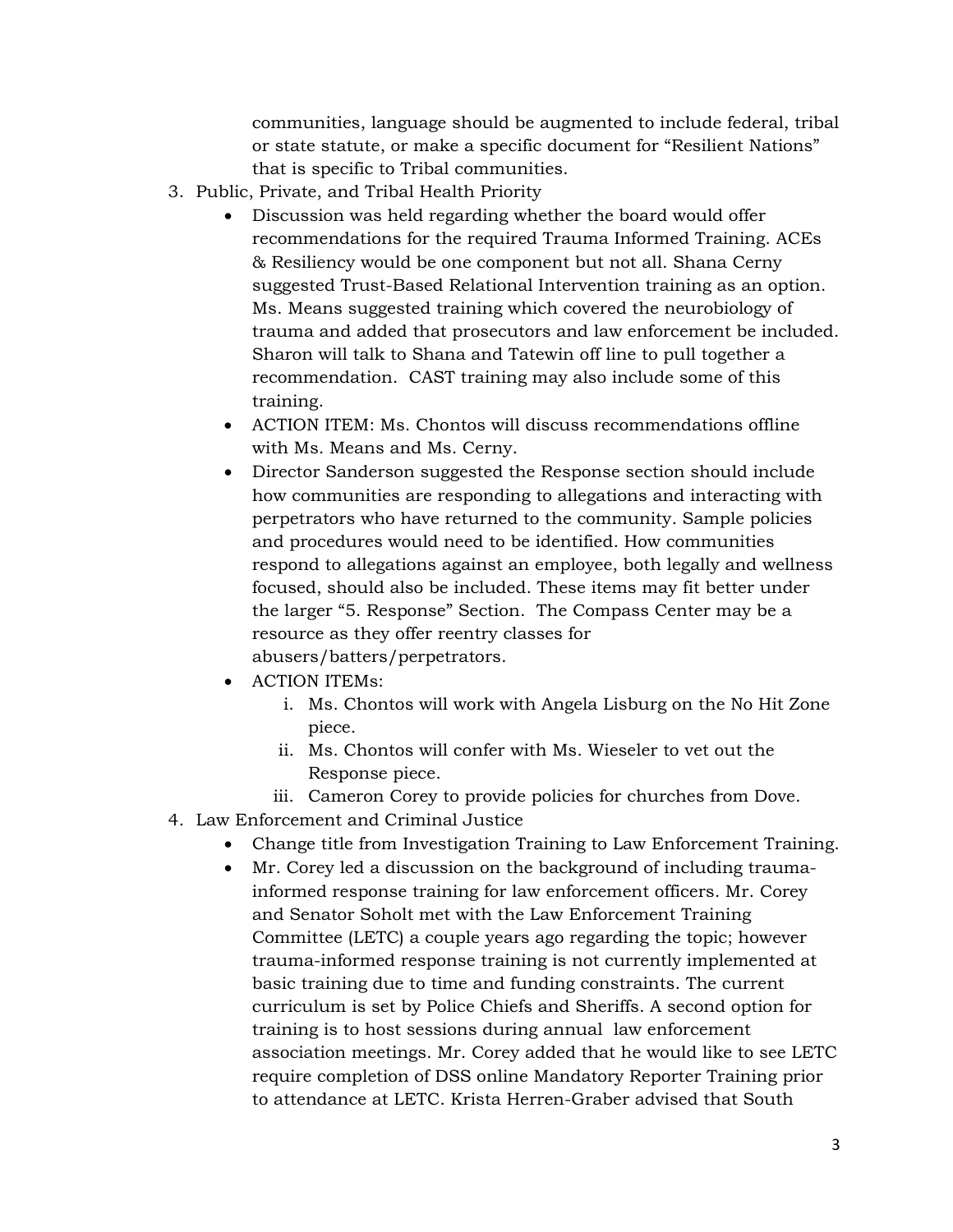communities, language should be augmented to include federal, tribal or state statute, or make a specific document for "Resilient Nations" that is specific to Tribal communities.

3. Public, Private, and Tribal Health Priority
   - Discussion was held regarding whether the board would offer recommendations for the required Trauma Informed Training. ACEs & Resiliency would be one component but not all. Shana Cerny suggested Trust-Based Relational Intervention training as an option. Ms. Means suggested training which covered the neurobiology of trauma and added that prosecutors and law enforcement be included. Sharon will talk to Shana and Tatewin off line to pull together a recommendation. CAST training may also include some of this training.
   - ACTION ITEM: Ms. Chontos will discuss recommendations offline with Ms. Means and Ms. Cerny.
   - Director Sanderson suggested the Response section should include how communities are responding to allegations and interacting with perpetrators who have returned to the community. Sample policies and procedures would need to be identified. How communities respond to allegations against an employee, both legally and wellness focused, should also be included. These items may fit better under the larger "5. Response" Section. The Compass Center may be a resource as they offer reentry classes for abusers/batters/perpetrators.
   - ACTION ITEMs:
     i. Ms. Chontos will work with Angela Lisburg on the No Hit Zone piece.
     ii. Ms. Chontos will confer with Ms. Wieseler to vet out the Response piece.
     iii. Cameron Corey to provide policies for churches from Dove.

4. Law Enforcement and Criminal Justice
   - Change title from Investigation Training to Law Enforcement Training.
   - Mr. Corey led a discussion on the background of including trauma-informed response training for law enforcement officers. Mr. Corey and Senator Soholt met with the Law Enforcement Training Committee (LETC) a couple years ago regarding the topic; however trauma-informed response training is not currently implemented at basic training due to time and funding constraints. The current curriculum is set by Police Chiefs and Sheriffs. A second option for training is to host sessions during annual law enforcement association meetings. Mr. Corey added that he would like to see LETC require completion of DSS online Mandatory Reporter Training prior to attendance at LETC. Krista Herren-Graber advised that South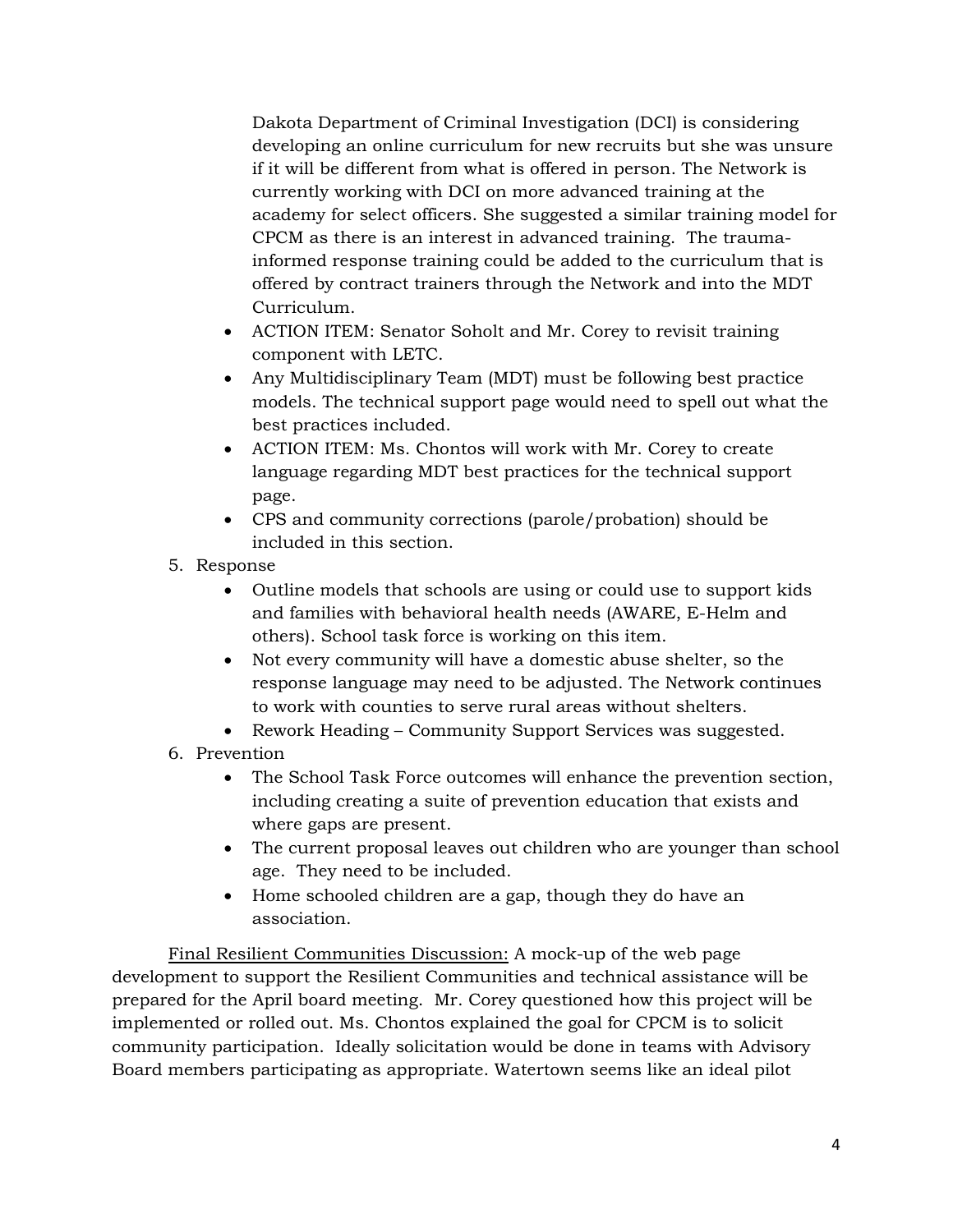Dakota Department of Criminal Investigation (DCI) is considering developing an online curriculum for new recruits but she was unsure if it will be different from what is offered in person. The Network is currently working with DCI on more advanced training at the academy for select officers. She suggested a similar training model for CPCM as there is an interest in advanced training. The trauma-informed response training could be added to the curriculum that is offered by contract trainers through the Network and into the MDT Curriculum.

- ACTION ITEM: Senator Soholt and Mr. Corey to revisit training component with LETC.
- Any Multidisciplinary Team (MDT) must be following best practice models. The technical support page would need to spell out what the best practices included.
- ACTION ITEM: Ms. Chontos will work with Mr. Corey to create language regarding MDT best practices for the technical support page.
- CPS and community corrections (parole/probation) should be included in this section.

5. Response
   - Outline models that schools are using or could use to support kids and families with behavioral health needs (AWARE, E-Helm and others). School task force is working on this item.
   - Not every community will have a domestic abuse shelter, so the response language may need to be adjusted. The Network continues to work with counties to serve rural areas without shelters.
   - Rework Heading – Community Support Services was suggested.
6. Prevention
   - The School Task Force outcomes will enhance the prevention section, including creating a suite of prevention education that exists and where gaps are present.
   - The current proposal leaves out children who are younger than school age. They need to be included.
   - Home schooled children are a gap, though they do have an association.

<u>Final Resilient Communities Discussion:</u> A mock-up of the web page development to support the Resilient Communities and technical assistance will be prepared for the April board meeting. Mr. Corey questioned how this project will be implemented or rolled out. Ms. Chontos explained the goal for CPCM is to solicit community participation. Ideally solicitation would be done in teams with Advisory Board members participating as appropriate. Watertown seems like an ideal pilot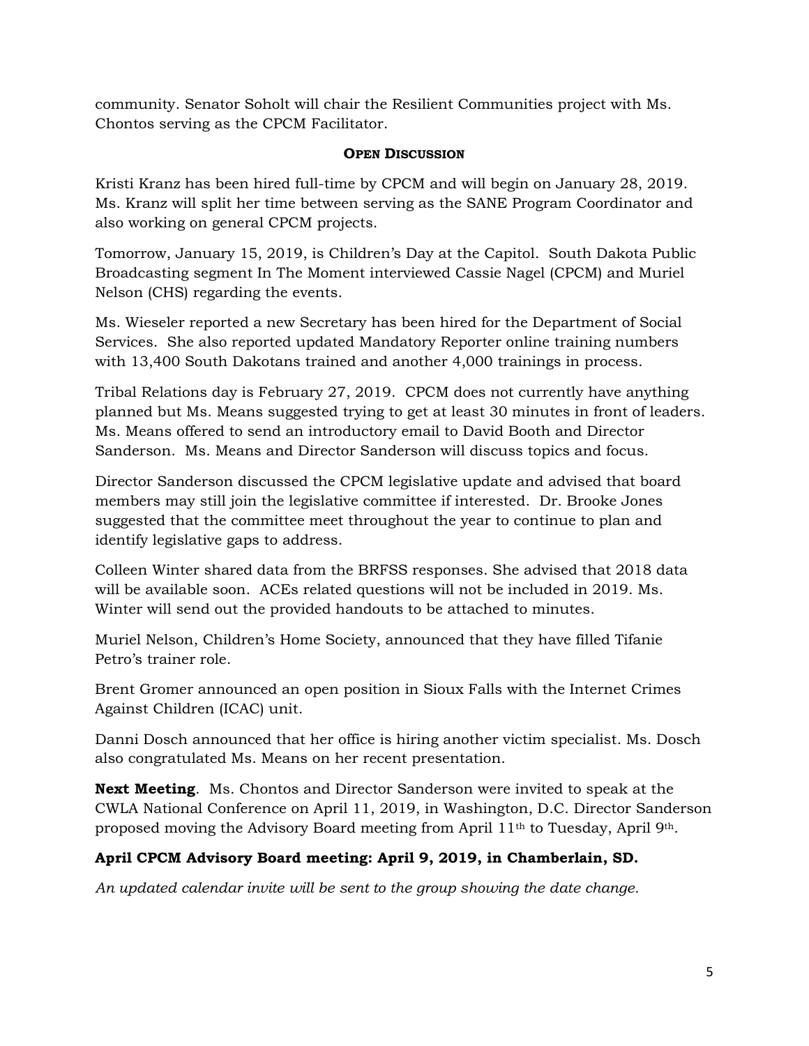community. Senator Soholt will chair the Resilient Communities project with Ms. Chontos serving as the CPCM Facilitator.

## Open Discussion

Kristi Kranz has been hired full-time by CPCM and will begin on January 28, 2019. Ms. Kranz will split her time between serving as the SANE Program Coordinator and also working on general CPCM projects.

Tomorrow, January 15, 2019, is Children's Day at the Capitol. South Dakota Public Broadcasting segment In The Moment interviewed Cassie Nagel (CPCM) and Muriel Nelson (CHS) regarding the events.

Ms. Wieseler reported a new Secretary has been hired for the Department of Social Services. She also reported updated Mandatory Reporter online training numbers with 13,400 South Dakotans trained and another 4,000 trainings in process.

Tribal Relations day is February 27, 2019. CPCM does not currently have anything planned but Ms. Means suggested trying to get at least 30 minutes in front of leaders. Ms. Means offered to send an introductory email to David Booth and Director Sanderson. Ms. Means and Director Sanderson will discuss topics and focus.

Director Sanderson discussed the CPCM legislative update and advised that board members may still join the legislative committee if interested. Dr. Brooke Jones suggested that the committee meet throughout the year to continue to plan and identify legislative gaps to address.

Colleen Winter shared data from the BRFSS responses. She advised that 2018 data will be available soon. ACEs related questions will not be included in 2019. Ms. Winter will send out the provided handouts to be attached to minutes.

Muriel Nelson, Children's Home Society, announced that they have filled Tifanie Petro's trainer role.

Brent Gromer announced an open position in Sioux Falls with the Internet Crimes Against Children (ICAC) unit.

Danni Dosch announced that her office is hiring another victim specialist. Ms. Dosch also congratulated Ms. Means on her recent presentation.

**Next Meeting**. Ms. Chontos and Director Sanderson were invited to speak at the CWLA National Conference on April 11, 2019, in Washington, D.C. Director Sanderson proposed moving the Advisory Board meeting from April 11th to Tuesday, April 9th.

**April CPCM Advisory Board meeting: April 9, 2019, in Chamberlain, SD.**

*An updated calendar invite will be sent to the group showing the date change.*